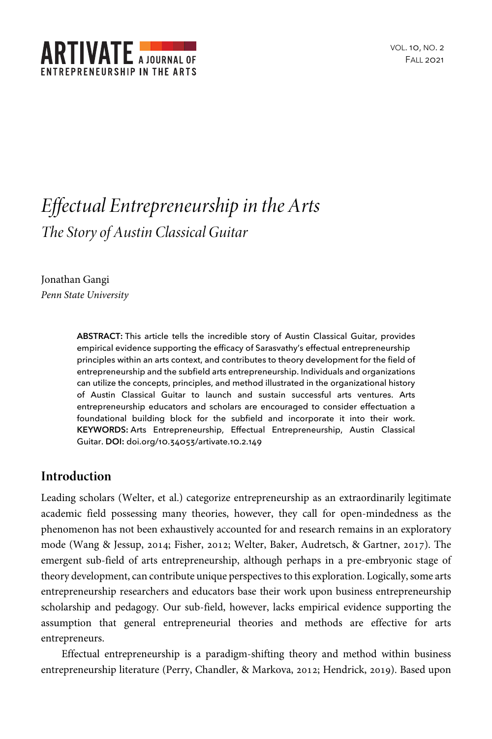# *Effectual Entrepreneurship in the Arts*

## *The Story of Austin Classical Guitar*

Jonathan Gangi
*Penn State University*

**ABSTRACT:** This article tells the incredible story of Austin Classical Guitar, provides empirical evidence supporting the efficacy of Sarasvathy's effectual entrepreneurship principles within an arts context, and contributes to theory development for the field of entrepreneurship and the subfield arts entrepreneurship. Individuals and organizations can utilize the concepts, principles, and method illustrated in the organizational history of Austin Classical Guitar to launch and sustain successful arts ventures. Arts entrepreneurship educators and scholars are encouraged to consider effectuation a foundational building block for the subfield and incorporate it into their work. **KEYWORDS:** Arts Entrepreneurship, Effectual Entrepreneurship, Austin Classical Guitar. **DOI:** doi.org/10.34053/artivate.10.2.149

## Introduction

Leading scholars (Welter, et al.) categorize entrepreneurship as an extraordinarily legitimate academic field possessing many theories, however, they call for open-mindedness as the phenomenon has not been exhaustively accounted for and research remains in an exploratory mode (Wang & Jessup, 2014; Fisher, 2012; Welter, Baker, Audretsch, & Gartner, 2017). The emergent sub-field of arts entrepreneurship, although perhaps in a pre-embryonic stage of theory development, can contribute unique perspectives to this exploration. Logically, some arts entrepreneurship researchers and educators base their work upon business entrepreneurship scholarship and pedagogy. Our sub-field, however, lacks empirical evidence supporting the assumption that general entrepreneurial theories and methods are effective for arts entrepreneurs.

Effectual entrepreneurship is a paradigm-shifting theory and method within business entrepreneurship literature (Perry, Chandler, & Markova, 2012; Hendrick, 2019). Based upon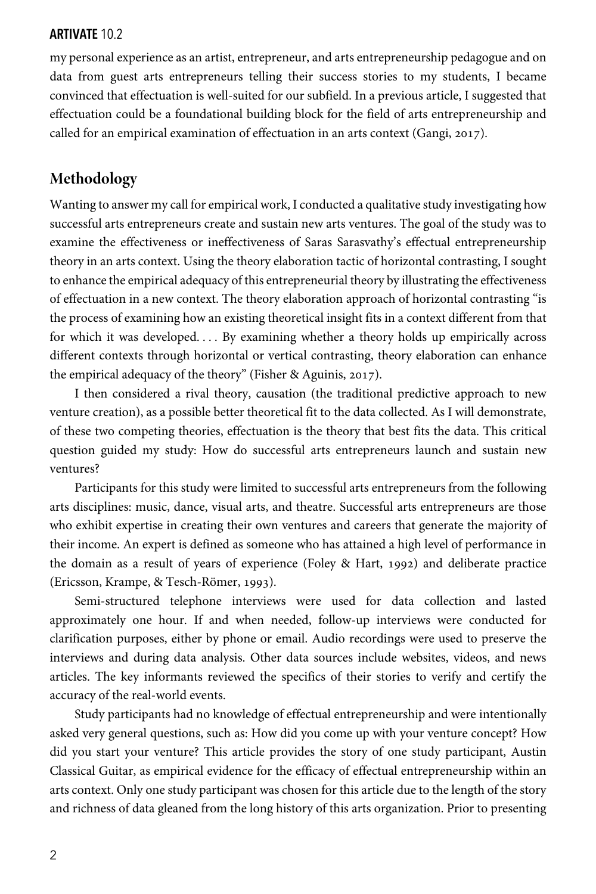my personal experience as an artist, entrepreneur, and arts entrepreneurship pedagogue and on data from guest arts entrepreneurs telling their success stories to my students, I became convinced that effectuation is well-suited for our subfield. In a previous article, I suggested that effectuation could be a foundational building block for the field of arts entrepreneurship and called for an empirical examination of effectuation in an arts context (Gangi, 2017).

## Methodology

Wanting to answer my call for empirical work, I conducted a qualitative study investigating how successful arts entrepreneurs create and sustain new arts ventures. The goal of the study was to examine the effectiveness or ineffectiveness of Saras Sarasvathy's effectual entrepreneurship theory in an arts context. Using the theory elaboration tactic of horizontal contrasting, I sought to enhance the empirical adequacy of this entrepreneurial theory by illustrating the effectiveness of effectuation in a new context. The theory elaboration approach of horizontal contrasting "is the process of examining how an existing theoretical insight fits in a context different from that for which it was developed. . . . By examining whether a theory holds up empirically across different contexts through horizontal or vertical contrasting, theory elaboration can enhance the empirical adequacy of the theory" (Fisher & Aguinis, 2017).

I then considered a rival theory, causation (the traditional predictive approach to new venture creation), as a possible better theoretical fit to the data collected. As I will demonstrate, of these two competing theories, effectuation is the theory that best fits the data. This critical question guided my study: How do successful arts entrepreneurs launch and sustain new ventures?

Participants for this study were limited to successful arts entrepreneurs from the following arts disciplines: music, dance, visual arts, and theatre. Successful arts entrepreneurs are those who exhibit expertise in creating their own ventures and careers that generate the majority of their income. An expert is defined as someone who has attained a high level of performance in the domain as a result of years of experience (Foley & Hart, 1992) and deliberate practice (Ericsson, Krampe, & Tesch-Römer, 1993).

Semi-structured telephone interviews were used for data collection and lasted approximately one hour. If and when needed, follow-up interviews were conducted for clarification purposes, either by phone or email. Audio recordings were used to preserve the interviews and during data analysis. Other data sources include websites, videos, and news articles. The key informants reviewed the specifics of their stories to verify and certify the accuracy of the real-world events.

Study participants had no knowledge of effectual entrepreneurship and were intentionally asked very general questions, such as: How did you come up with your venture concept? How did you start your venture? This article provides the story of one study participant, Austin Classical Guitar, as empirical evidence for the efficacy of effectual entrepreneurship within an arts context. Only one study participant was chosen for this article due to the length of the story and richness of data gleaned from the long history of this arts organization. Prior to presenting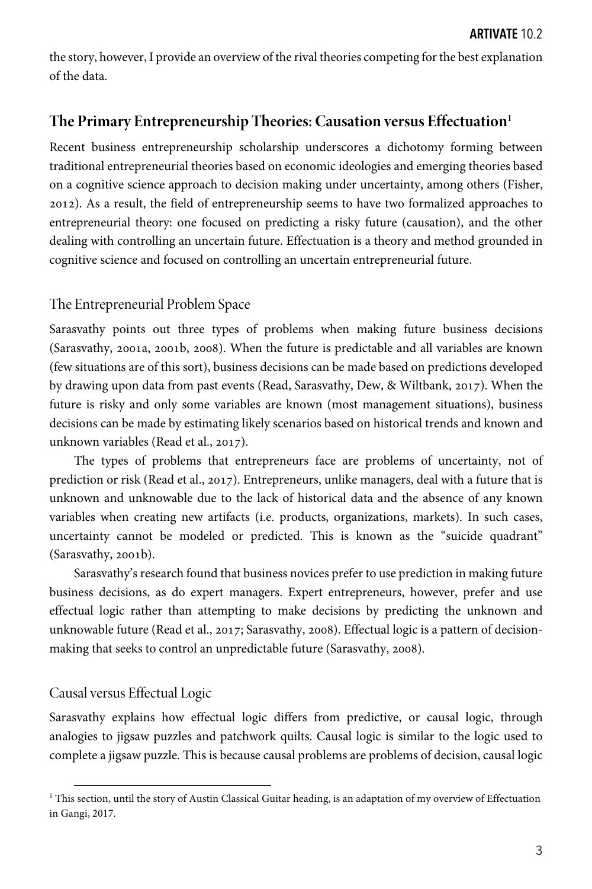the story, however, I provide an overview of the rival theories competing for the best explanation of the data.

## The Primary Entrepreneurship Theories: Causation versus Effectuation[1]

Recent business entrepreneurship scholarship underscores a dichotomy forming between traditional entrepreneurial theories based on economic ideologies and emerging theories based on a cognitive science approach to decision making under uncertainty, among others (Fisher, 2012). As a result, the field of entrepreneurship seems to have two formalized approaches to entrepreneurial theory: one focused on predicting a risky future (causation), and the other dealing with controlling an uncertain future. Effectuation is a theory and method grounded in cognitive science and focused on controlling an uncertain entrepreneurial future.

### The Entrepreneurial Problem Space

Sarasvathy points out three types of problems when making future business decisions (Sarasvathy, 2001a, 2001b, 2008). When the future is predictable and all variables are known (few situations are of this sort), business decisions can be made based on predictions developed by drawing upon data from past events (Read, Sarasvathy, Dew, & Wiltbank, 2017). When the future is risky and only some variables are known (most management situations), business decisions can be made by estimating likely scenarios based on historical trends and known and unknown variables (Read et al., 2017).

The types of problems that entrepreneurs face are problems of uncertainty, not of prediction or risk (Read et al., 2017). Entrepreneurs, unlike managers, deal with a future that is unknown and unknowable due to the lack of historical data and the absence of any known variables when creating new artifacts (i.e. products, organizations, markets). In such cases, uncertainty cannot be modeled or predicted. This is known as the "suicide quadrant" (Sarasvathy, 2001b).

Sarasvathy's research found that business novices prefer to use prediction in making future business decisions, as do expert managers. Expert entrepreneurs, however, prefer and use effectual logic rather than attempting to make decisions by predicting the unknown and unknowable future (Read et al., 2017; Sarasvathy, 2008). Effectual logic is a pattern of decision-making that seeks to control an unpredictable future (Sarasvathy, 2008).

### Causal versus Effectual Logic

Sarasvathy explains how effectual logic differs from predictive, or causal logic, through analogies to jigsaw puzzles and patchwork quilts. Causal logic is similar to the logic used to complete a jigsaw puzzle. This is because causal problems are problems of decision, causal logic

---

[1] This section, until the story of Austin Classical Guitar heading, is an adaptation of my overview of Effectuation in Gangi, 2017.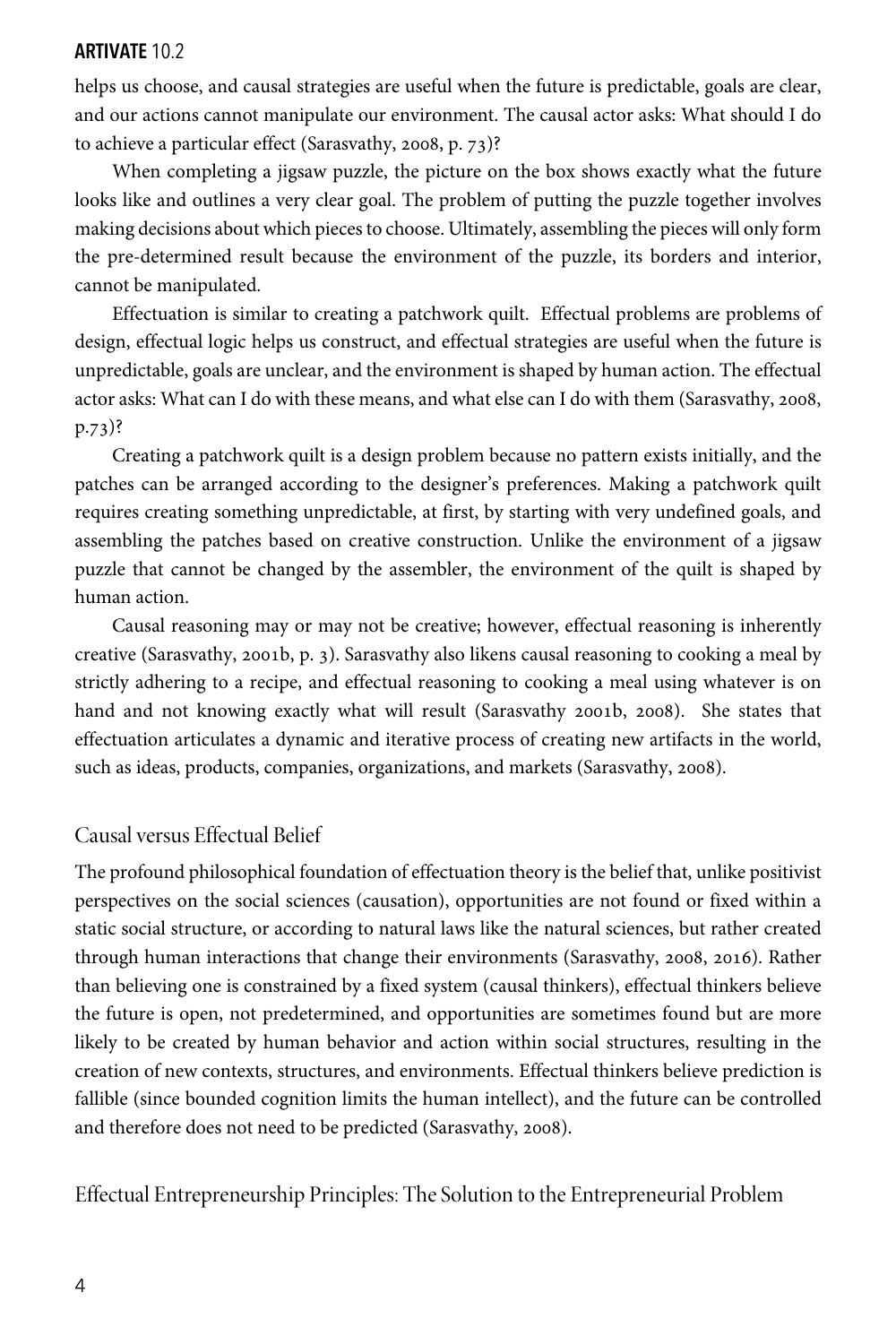helps us choose, and causal strategies are useful when the future is predictable, goals are clear, and our actions cannot manipulate our environment. The causal actor asks: What should I do to achieve a particular effect (Sarasvathy, 2008, p. 73)?

When completing a jigsaw puzzle, the picture on the box shows exactly what the future looks like and outlines a very clear goal. The problem of putting the puzzle together involves making decisions about which pieces to choose. Ultimately, assembling the pieces will only form the pre-determined result because the environment of the puzzle, its borders and interior, cannot be manipulated.

Effectuation is similar to creating a patchwork quilt. Effectual problems are problems of design, effectual logic helps us construct, and effectual strategies are useful when the future is unpredictable, goals are unclear, and the environment is shaped by human action. The effectual actor asks: What can I do with these means, and what else can I do with them (Sarasvathy, 2008, p.73)?

Creating a patchwork quilt is a design problem because no pattern exists initially, and the patches can be arranged according to the designer's preferences. Making a patchwork quilt requires creating something unpredictable, at first, by starting with very undefined goals, and assembling the patches based on creative construction. Unlike the environment of a jigsaw puzzle that cannot be changed by the assembler, the environment of the quilt is shaped by human action.

Causal reasoning may or may not be creative; however, effectual reasoning is inherently creative (Sarasvathy, 2001b, p. 3). Sarasvathy also likens causal reasoning to cooking a meal by strictly adhering to a recipe, and effectual reasoning to cooking a meal using whatever is on hand and not knowing exactly what will result (Sarasvathy 2001b, 2008). She states that effectuation articulates a dynamic and iterative process of creating new artifacts in the world, such as ideas, products, companies, organizations, and markets (Sarasvathy, 2008).

## Causal versus Effectual Belief

The profound philosophical foundation of effectuation theory is the belief that, unlike positivist perspectives on the social sciences (causation), opportunities are not found or fixed within a static social structure, or according to natural laws like the natural sciences, but rather created through human interactions that change their environments (Sarasvathy, 2008, 2016). Rather than believing one is constrained by a fixed system (causal thinkers), effectual thinkers believe the future is open, not predetermined, and opportunities are sometimes found but are more likely to be created by human behavior and action within social structures, resulting in the creation of new contexts, structures, and environments. Effectual thinkers believe prediction is fallible (since bounded cognition limits the human intellect), and the future can be controlled and therefore does not need to be predicted (Sarasvathy, 2008).

## Effectual Entrepreneurship Principles: The Solution to the Entrepreneurial Problem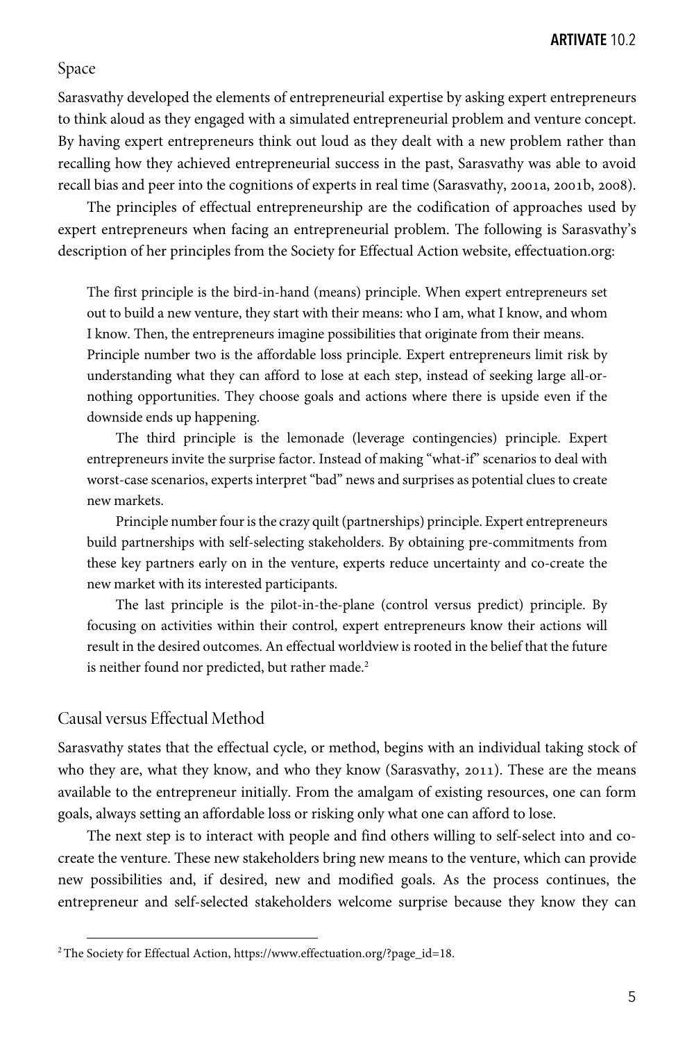## Space

Sarasvathy developed the elements of entrepreneurial expertise by asking expert entrepreneurs to think aloud as they engaged with a simulated entrepreneurial problem and venture concept. By having expert entrepreneurs think out loud as they dealt with a new problem rather than recalling how they achieved entrepreneurial success in the past, Sarasvathy was able to avoid recall bias and peer into the cognitions of experts in real time (Sarasvathy, 2001a, 2001b, 2008).

The principles of effectual entrepreneurship are the codification of approaches used by expert entrepreneurs when facing an entrepreneurial problem. The following is Sarasvathy's description of her principles from the Society for Effectual Action website, effectuation.org:

> The first principle is the bird-in-hand (means) principle. When expert entrepreneurs set out to build a new venture, they start with their means: who I am, what I know, and whom I know. Then, the entrepreneurs imagine possibilities that originate from their means. Principle number two is the affordable loss principle. Expert entrepreneurs limit risk by understanding what they can afford to lose at each step, instead of seeking large all-or-nothing opportunities. They choose goals and actions where there is upside even if the downside ends up happening.
>
> The third principle is the lemonade (leverage contingencies) principle. Expert entrepreneurs invite the surprise factor. Instead of making "what-if" scenarios to deal with worst-case scenarios, experts interpret "bad" news and surprises as potential clues to create new markets.
>
> Principle number four is the crazy quilt (partnerships) principle. Expert entrepreneurs build partnerships with self-selecting stakeholders. By obtaining pre-commitments from these key partners early on in the venture, experts reduce uncertainty and co-create the new market with its interested participants.
>
> The last principle is the pilot-in-the-plane (control versus predict) principle. By focusing on activities within their control, expert entrepreneurs know their actions will result in the desired outcomes. An effectual worldview is rooted in the belief that the future is neither found nor predicted, but rather made.[2]

## Causal versus Effectual Method

Sarasvathy states that the effectual cycle, or method, begins with an individual taking stock of who they are, what they know, and who they know (Sarasvathy, 2011). These are the means available to the entrepreneur initially. From the amalgam of existing resources, one can form goals, always setting an affordable loss or risking only what one can afford to lose.

The next step is to interact with people and find others willing to self-select into and co-create the venture. These new stakeholders bring new means to the venture, which can provide new possibilities and, if desired, new and modified goals. As the process continues, the entrepreneur and self-selected stakeholders welcome surprise because they know they can

[2] The Society for Effectual Action, https://www.effectuation.org/?page_id=18.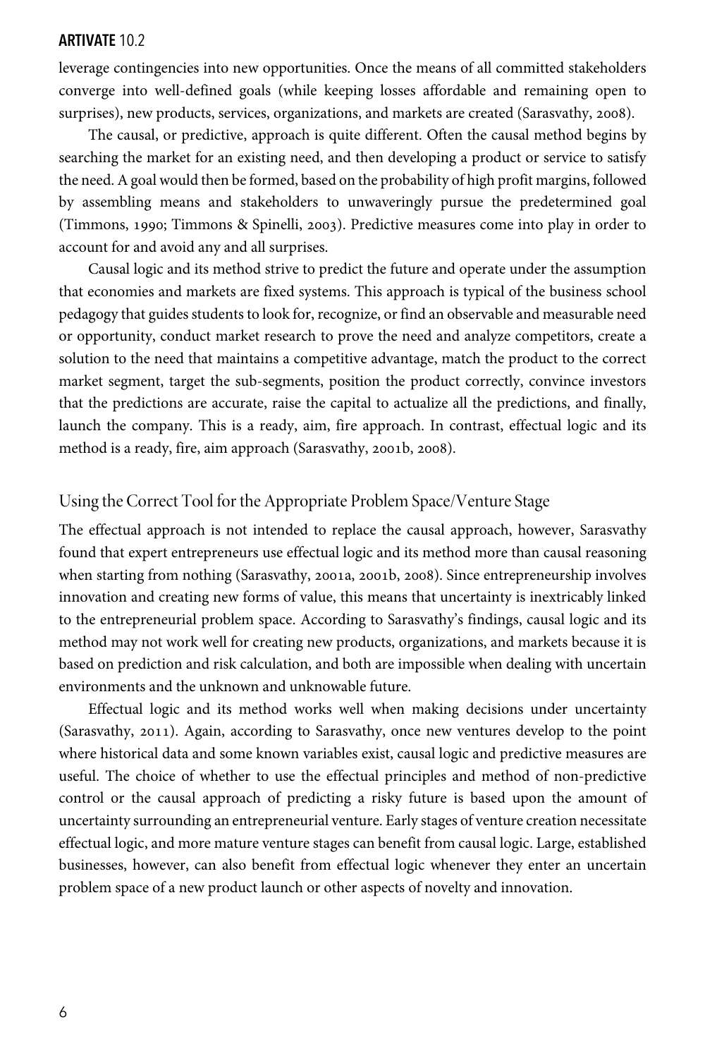leverage contingencies into new opportunities. Once the means of all committed stakeholders converge into well-defined goals (while keeping losses affordable and remaining open to surprises), new products, services, organizations, and markets are created (Sarasvathy, 2008).

The causal, or predictive, approach is quite different. Often the causal method begins by searching the market for an existing need, and then developing a product or service to satisfy the need. A goal would then be formed, based on the probability of high profit margins, followed by assembling means and stakeholders to unwaveringly pursue the predetermined goal (Timmons, 1990; Timmons & Spinelli, 2003). Predictive measures come into play in order to account for and avoid any and all surprises.

Causal logic and its method strive to predict the future and operate under the assumption that economies and markets are fixed systems. This approach is typical of the business school pedagogy that guides students to look for, recognize, or find an observable and measurable need or opportunity, conduct market research to prove the need and analyze competitors, create a solution to the need that maintains a competitive advantage, match the product to the correct market segment, target the sub-segments, position the product correctly, convince investors that the predictions are accurate, raise the capital to actualize all the predictions, and finally, launch the company. This is a ready, aim, fire approach. In contrast, effectual logic and its method is a ready, fire, aim approach (Sarasvathy, 2001b, 2008).

## Using the Correct Tool for the Appropriate Problem Space/Venture Stage

The effectual approach is not intended to replace the causal approach, however, Sarasvathy found that expert entrepreneurs use effectual logic and its method more than causal reasoning when starting from nothing (Sarasvathy, 2001a, 2001b, 2008). Since entrepreneurship involves innovation and creating new forms of value, this means that uncertainty is inextricably linked to the entrepreneurial problem space. According to Sarasvathy's findings, causal logic and its method may not work well for creating new products, organizations, and markets because it is based on prediction and risk calculation, and both are impossible when dealing with uncertain environments and the unknown and unknowable future.

Effectual logic and its method works well when making decisions under uncertainty (Sarasvathy, 2011). Again, according to Sarasvathy, once new ventures develop to the point where historical data and some known variables exist, causal logic and predictive measures are useful. The choice of whether to use the effectual principles and method of non-predictive control or the causal approach of predicting a risky future is based upon the amount of uncertainty surrounding an entrepreneurial venture. Early stages of venture creation necessitate effectual logic, and more mature venture stages can benefit from causal logic. Large, established businesses, however, can also benefit from effectual logic whenever they enter an uncertain problem space of a new product launch or other aspects of novelty and innovation.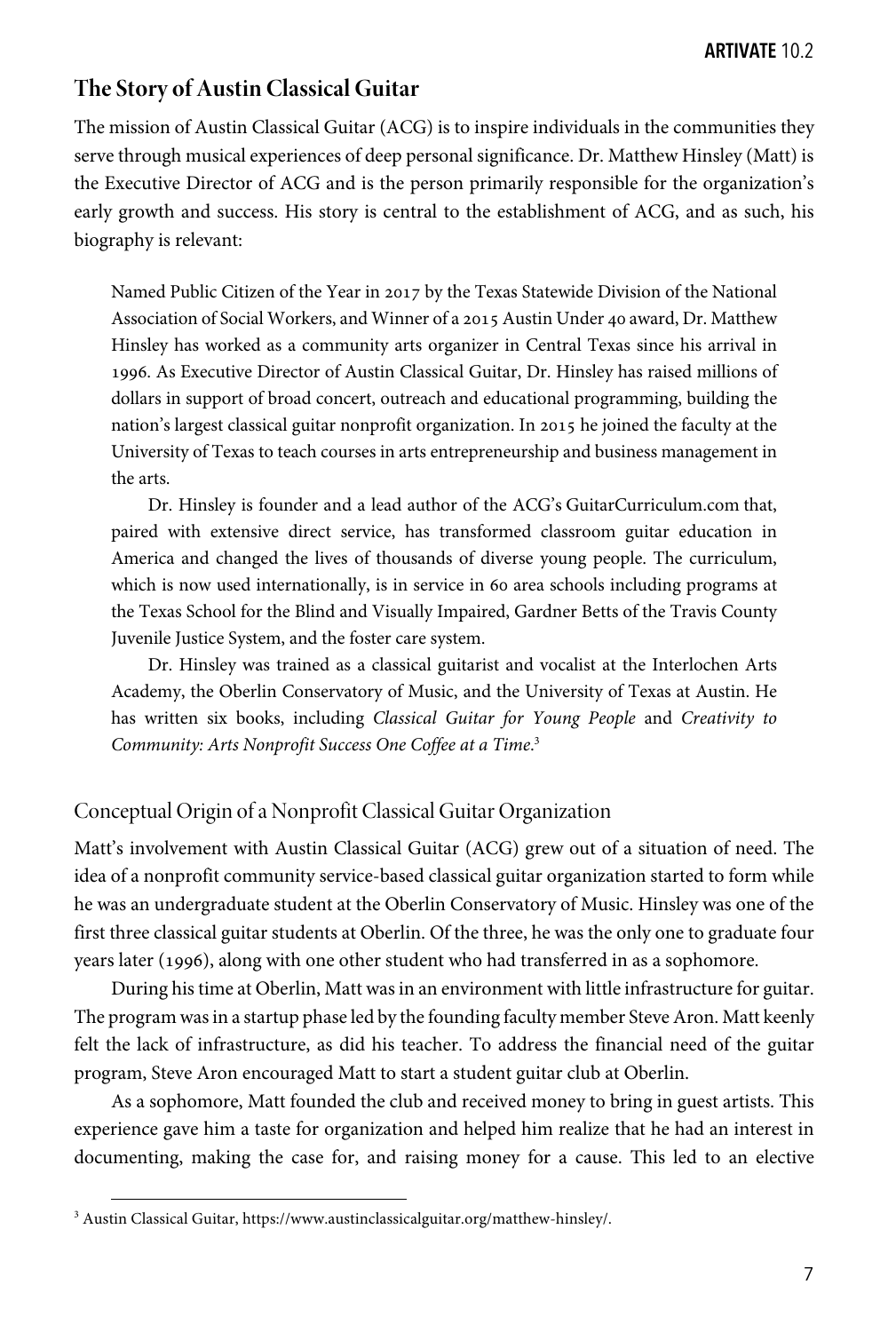## The Story of Austin Classical Guitar

The mission of Austin Classical Guitar (ACG) is to inspire individuals in the communities they serve through musical experiences of deep personal significance. Dr. Matthew Hinsley (Matt) is the Executive Director of ACG and is the person primarily responsible for the organization's early growth and success. His story is central to the establishment of ACG, and as such, his biography is relevant:

> Named Public Citizen of the Year in 2017 by the Texas Statewide Division of the National Association of Social Workers, and Winner of a 2015 Austin Under 40 award, Dr. Matthew Hinsley has worked as a community arts organizer in Central Texas since his arrival in 1996. As Executive Director of Austin Classical Guitar, Dr. Hinsley has raised millions of dollars in support of broad concert, outreach and educational programming, building the nation's largest classical guitar nonprofit organization. In 2015 he joined the faculty at the University of Texas to teach courses in arts entrepreneurship and business management in the arts.
>
> Dr. Hinsley is founder and a lead author of the ACG's GuitarCurriculum.com that, paired with extensive direct service, has transformed classroom guitar education in America and changed the lives of thousands of diverse young people. The curriculum, which is now used internationally, is in service in 60 area schools including programs at the Texas School for the Blind and Visually Impaired, Gardner Betts of the Travis County Juvenile Justice System, and the foster care system.
>
> Dr. Hinsley was trained as a classical guitarist and vocalist at the Interlochen Arts Academy, the Oberlin Conservatory of Music, and the University of Texas at Austin. He has written six books, including *Classical Guitar for Young People* and *Creativity to Community: Arts Nonprofit Success One Coffee at a Time*.[3]

### Conceptual Origin of a Nonprofit Classical Guitar Organization

Matt's involvement with Austin Classical Guitar (ACG) grew out of a situation of need. The idea of a nonprofit community service-based classical guitar organization started to form while he was an undergraduate student at the Oberlin Conservatory of Music. Hinsley was one of the first three classical guitar students at Oberlin. Of the three, he was the only one to graduate four years later (1996), along with one other student who had transferred in as a sophomore.

During his time at Oberlin, Matt was in an environment with little infrastructure for guitar. The program was in a startup phase led by the founding faculty member Steve Aron. Matt keenly felt the lack of infrastructure, as did his teacher. To address the financial need of the guitar program, Steve Aron encouraged Matt to start a student guitar club at Oberlin.

As a sophomore, Matt founded the club and received money to bring in guest artists. This experience gave him a taste for organization and helped him realize that he had an interest in documenting, making the case for, and raising money for a cause. This led to an elective

---

[3] Austin Classical Guitar, https://www.austinclassicalguitar.org/matthew-hinsley/.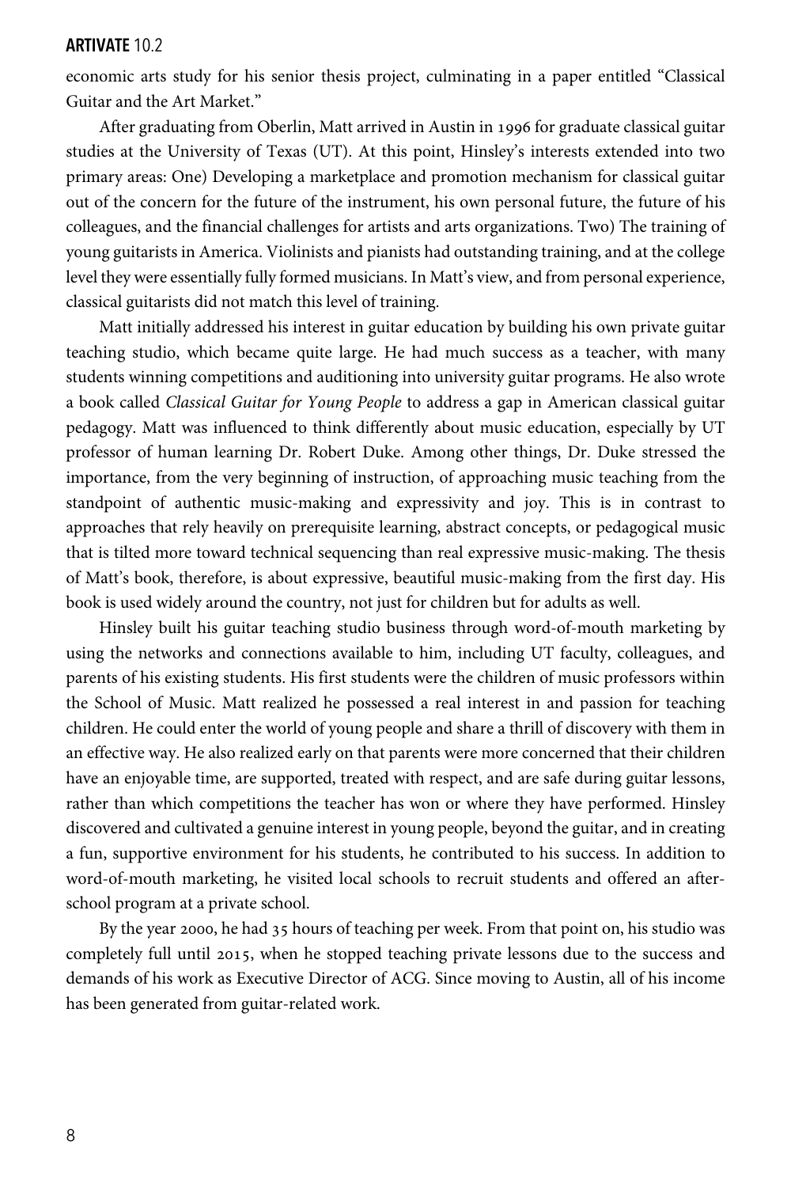economic arts study for his senior thesis project, culminating in a paper entitled "Classical Guitar and the Art Market."

After graduating from Oberlin, Matt arrived in Austin in 1996 for graduate classical guitar studies at the University of Texas (UT). At this point, Hinsley's interests extended into two primary areas: One) Developing a marketplace and promotion mechanism for classical guitar out of the concern for the future of the instrument, his own personal future, the future of his colleagues, and the financial challenges for artists and arts organizations. Two) The training of young guitarists in America. Violinists and pianists had outstanding training, and at the college level they were essentially fully formed musicians. In Matt's view, and from personal experience, classical guitarists did not match this level of training.

Matt initially addressed his interest in guitar education by building his own private guitar teaching studio, which became quite large. He had much success as a teacher, with many students winning competitions and auditioning into university guitar programs. He also wrote a book called *Classical Guitar for Young People* to address a gap in American classical guitar pedagogy. Matt was influenced to think differently about music education, especially by UT professor of human learning Dr. Robert Duke. Among other things, Dr. Duke stressed the importance, from the very beginning of instruction, of approaching music teaching from the standpoint of authentic music-making and expressivity and joy. This is in contrast to approaches that rely heavily on prerequisite learning, abstract concepts, or pedagogical music that is tilted more toward technical sequencing than real expressive music-making. The thesis of Matt's book, therefore, is about expressive, beautiful music-making from the first day. His book is used widely around the country, not just for children but for adults as well.

Hinsley built his guitar teaching studio business through word-of-mouth marketing by using the networks and connections available to him, including UT faculty, colleagues, and parents of his existing students. His first students were the children of music professors within the School of Music. Matt realized he possessed a real interest in and passion for teaching children. He could enter the world of young people and share a thrill of discovery with them in an effective way. He also realized early on that parents were more concerned that their children have an enjoyable time, are supported, treated with respect, and are safe during guitar lessons, rather than which competitions the teacher has won or where they have performed. Hinsley discovered and cultivated a genuine interest in young people, beyond the guitar, and in creating a fun, supportive environment for his students, he contributed to his success. In addition to word-of-mouth marketing, he visited local schools to recruit students and offered an after-school program at a private school.

By the year 2000, he had 35 hours of teaching per week. From that point on, his studio was completely full until 2015, when he stopped teaching private lessons due to the success and demands of his work as Executive Director of ACG. Since moving to Austin, all of his income has been generated from guitar-related work.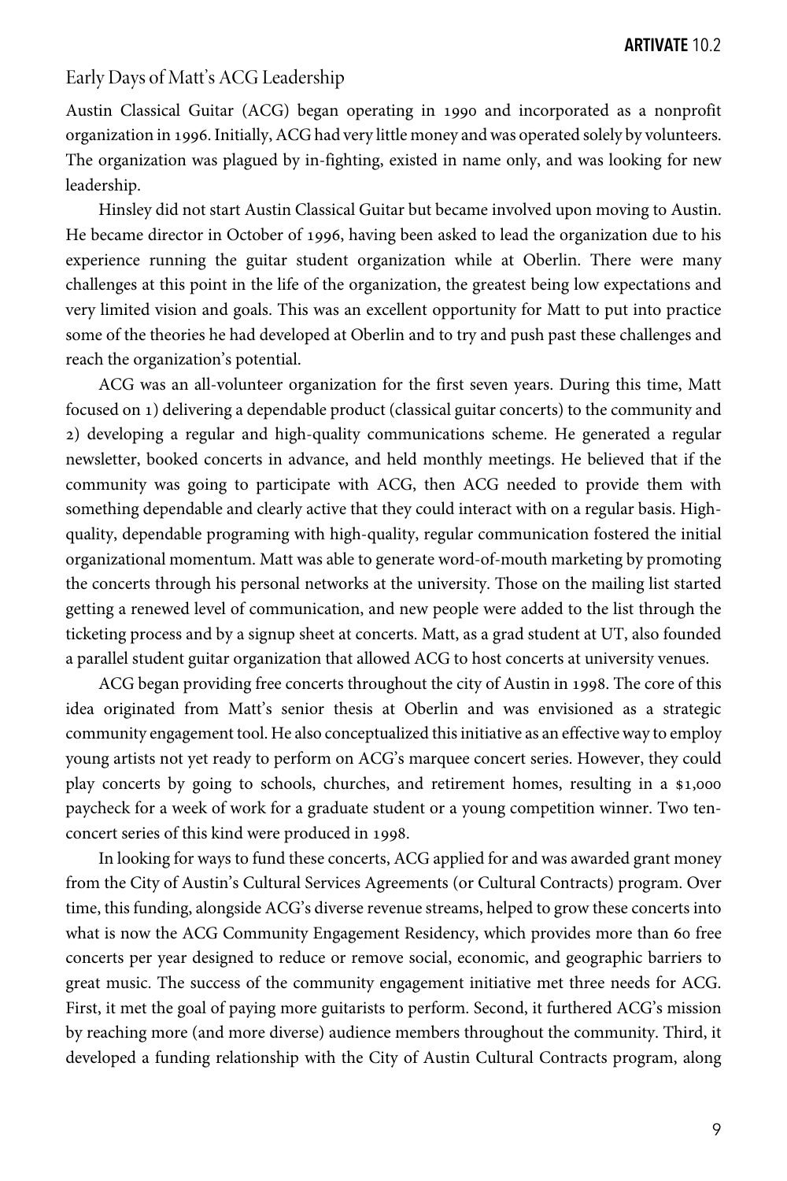## Early Days of Matt's ACG Leadership

Austin Classical Guitar (ACG) began operating in 1990 and incorporated as a nonprofit organization in 1996. Initially, ACG had very little money and was operated solely by volunteers. The organization was plagued by in-fighting, existed in name only, and was looking for new leadership.

Hinsley did not start Austin Classical Guitar but became involved upon moving to Austin. He became director in October of 1996, having been asked to lead the organization due to his experience running the guitar student organization while at Oberlin. There were many challenges at this point in the life of the organization, the greatest being low expectations and very limited vision and goals. This was an excellent opportunity for Matt to put into practice some of the theories he had developed at Oberlin and to try and push past these challenges and reach the organization's potential.

ACG was an all-volunteer organization for the first seven years. During this time, Matt focused on 1) delivering a dependable product (classical guitar concerts) to the community and 2) developing a regular and high-quality communications scheme. He generated a regular newsletter, booked concerts in advance, and held monthly meetings. He believed that if the community was going to participate with ACG, then ACG needed to provide them with something dependable and clearly active that they could interact with on a regular basis. High-quality, dependable programing with high-quality, regular communication fostered the initial organizational momentum. Matt was able to generate word-of-mouth marketing by promoting the concerts through his personal networks at the university. Those on the mailing list started getting a renewed level of communication, and new people were added to the list through the ticketing process and by a signup sheet at concerts. Matt, as a grad student at UT, also founded a parallel student guitar organization that allowed ACG to host concerts at university venues.

ACG began providing free concerts throughout the city of Austin in 1998. The core of this idea originated from Matt's senior thesis at Oberlin and was envisioned as a strategic community engagement tool. He also conceptualized this initiative as an effective way to employ young artists not yet ready to perform on ACG's marquee concert series. However, they could play concerts by going to schools, churches, and retirement homes, resulting in a $1,000 paycheck for a week of work for a graduate student or a young competition winner. Two ten-concert series of this kind were produced in 1998.

In looking for ways to fund these concerts, ACG applied for and was awarded grant money from the City of Austin's Cultural Services Agreements (or Cultural Contracts) program. Over time, this funding, alongside ACG's diverse revenue streams, helped to grow these concerts into what is now the ACG Community Engagement Residency, which provides more than 60 free concerts per year designed to reduce or remove social, economic, and geographic barriers to great music. The success of the community engagement initiative met three needs for ACG. First, it met the goal of paying more guitarists to perform. Second, it furthered ACG's mission by reaching more (and more diverse) audience members throughout the community. Third, it developed a funding relationship with the City of Austin Cultural Contracts program, along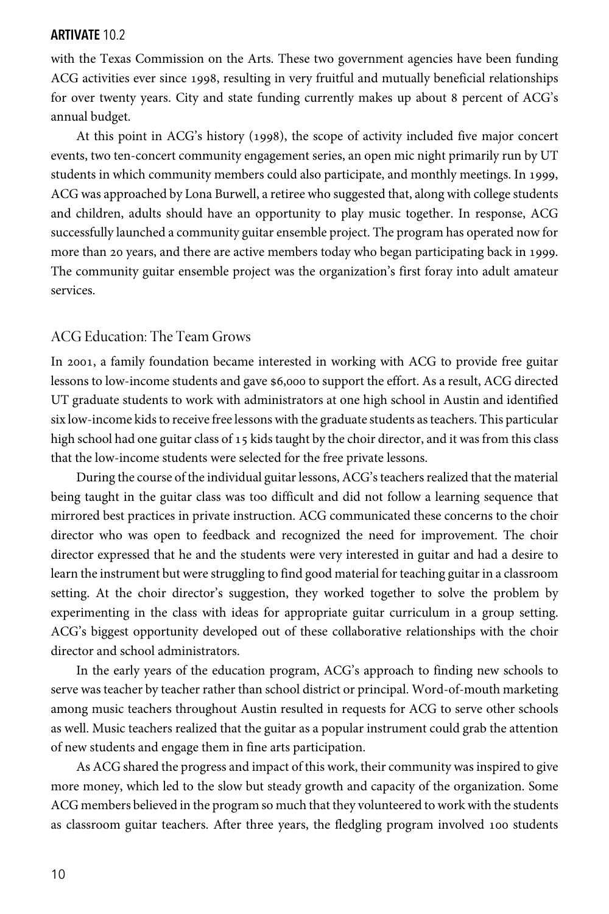with the Texas Commission on the Arts. These two government agencies have been funding ACG activities ever since 1998, resulting in very fruitful and mutually beneficial relationships for over twenty years. City and state funding currently makes up about 8 percent of ACG's annual budget.

At this point in ACG's history (1998), the scope of activity included five major concert events, two ten-concert community engagement series, an open mic night primarily run by UT students in which community members could also participate, and monthly meetings. In 1999, ACG was approached by Lona Burwell, a retiree who suggested that, along with college students and children, adults should have an opportunity to play music together. In response, ACG successfully launched a community guitar ensemble project. The program has operated now for more than 20 years, and there are active members today who began participating back in 1999. The community guitar ensemble project was the organization's first foray into adult amateur services.

## ACG Education: The Team Grows

In 2001, a family foundation became interested in working with ACG to provide free guitar lessons to low-income students and gave $6,000 to support the effort. As a result, ACG directed UT graduate students to work with administrators at one high school in Austin and identified six low-income kids to receive free lessons with the graduate students as teachers. This particular high school had one guitar class of 15 kids taught by the choir director, and it was from this class that the low-income students were selected for the free private lessons.

During the course of the individual guitar lessons, ACG's teachers realized that the material being taught in the guitar class was too difficult and did not follow a learning sequence that mirrored best practices in private instruction. ACG communicated these concerns to the choir director who was open to feedback and recognized the need for improvement. The choir director expressed that he and the students were very interested in guitar and had a desire to learn the instrument but were struggling to find good material for teaching guitar in a classroom setting. At the choir director's suggestion, they worked together to solve the problem by experimenting in the class with ideas for appropriate guitar curriculum in a group setting. ACG's biggest opportunity developed out of these collaborative relationships with the choir director and school administrators.

In the early years of the education program, ACG's approach to finding new schools to serve was teacher by teacher rather than school district or principal. Word-of-mouth marketing among music teachers throughout Austin resulted in requests for ACG to serve other schools as well. Music teachers realized that the guitar as a popular instrument could grab the attention of new students and engage them in fine arts participation.

As ACG shared the progress and impact of this work, their community was inspired to give more money, which led to the slow but steady growth and capacity of the organization. Some ACG members believed in the program so much that they volunteered to work with the students as classroom guitar teachers. After three years, the fledgling program involved 100 students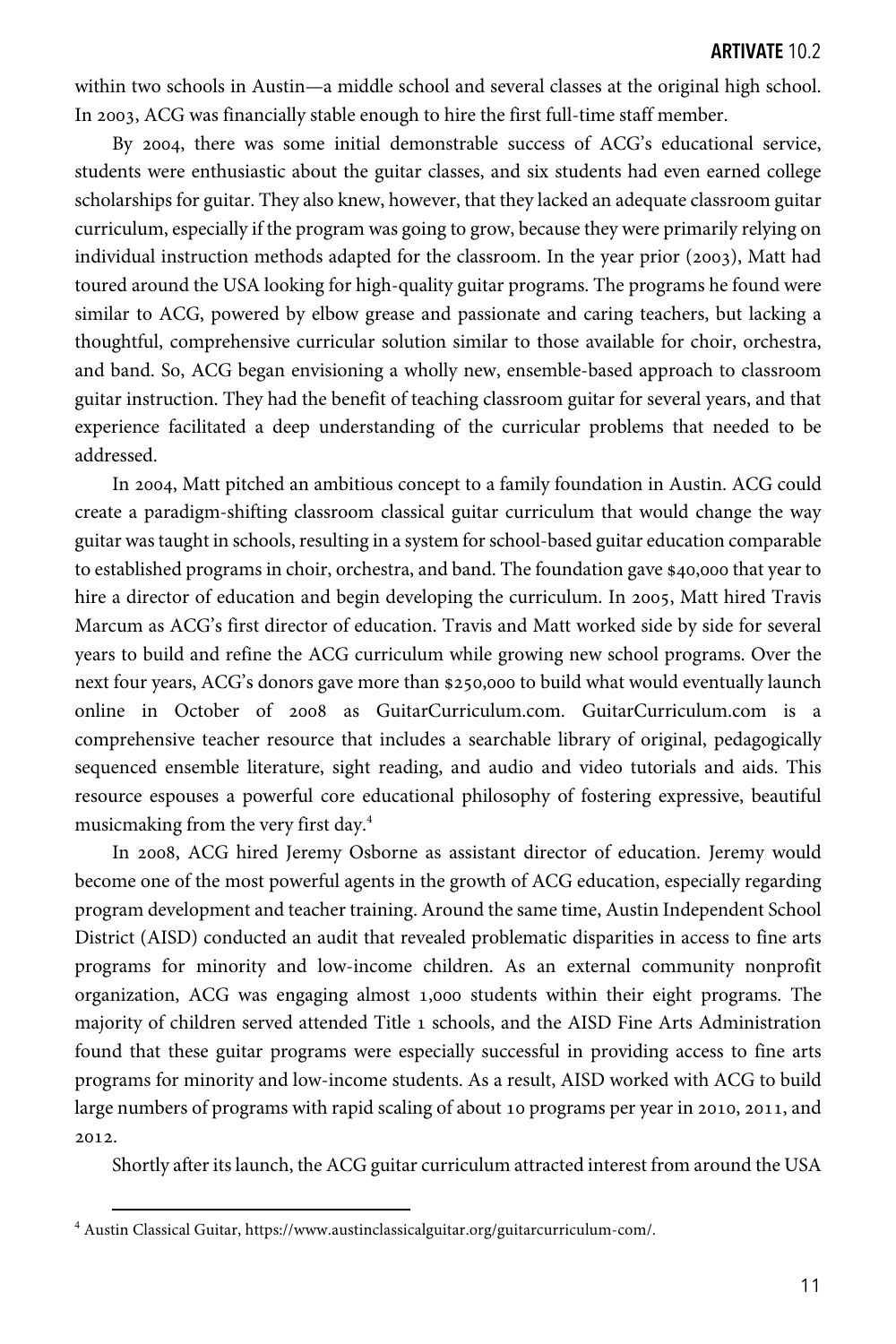within two schools in Austin—a middle school and several classes at the original high school. In 2003, ACG was financially stable enough to hire the first full-time staff member.

By 2004, there was some initial demonstrable success of ACG's educational service, students were enthusiastic about the guitar classes, and six students had even earned college scholarships for guitar. They also knew, however, that they lacked an adequate classroom guitar curriculum, especially if the program was going to grow, because they were primarily relying on individual instruction methods adapted for the classroom. In the year prior (2003), Matt had toured around the USA looking for high-quality guitar programs. The programs he found were similar to ACG, powered by elbow grease and passionate and caring teachers, but lacking a thoughtful, comprehensive curricular solution similar to those available for choir, orchestra, and band. So, ACG began envisioning a wholly new, ensemble-based approach to classroom guitar instruction. They had the benefit of teaching classroom guitar for several years, and that experience facilitated a deep understanding of the curricular problems that needed to be addressed.

In 2004, Matt pitched an ambitious concept to a family foundation in Austin. ACG could create a paradigm-shifting classroom classical guitar curriculum that would change the way guitar was taught in schools, resulting in a system for school-based guitar education comparable to established programs in choir, orchestra, and band. The foundation gave $40,000 that year to hire a director of education and begin developing the curriculum. In 2005, Matt hired Travis Marcum as ACG's first director of education. Travis and Matt worked side by side for several years to build and refine the ACG curriculum while growing new school programs. Over the next four years, ACG's donors gave more than $250,000 to build what would eventually launch online in October of 2008 as GuitarCurriculum.com. GuitarCurriculum.com is a comprehensive teacher resource that includes a searchable library of original, pedagogically sequenced ensemble literature, sight reading, and audio and video tutorials and aids. This resource espouses a powerful core educational philosophy of fostering expressive, beautiful musicmaking from the very first day.[4]

In 2008, ACG hired Jeremy Osborne as assistant director of education. Jeremy would become one of the most powerful agents in the growth of ACG education, especially regarding program development and teacher training. Around the same time, Austin Independent School District (AISD) conducted an audit that revealed problematic disparities in access to fine arts programs for minority and low-income children. As an external community nonprofit organization, ACG was engaging almost 1,000 students within their eight programs. The majority of children served attended Title 1 schools, and the AISD Fine Arts Administration found that these guitar programs were especially successful in providing access to fine arts programs for minority and low-income students. As a result, AISD worked with ACG to build large numbers of programs with rapid scaling of about 10 programs per year in 2010, 2011, and 2012.

Shortly after its launch, the ACG guitar curriculum attracted interest from around the USA

[4] Austin Classical Guitar, https://www.austinclassicalguitar.org/guitarcurriculum-com/.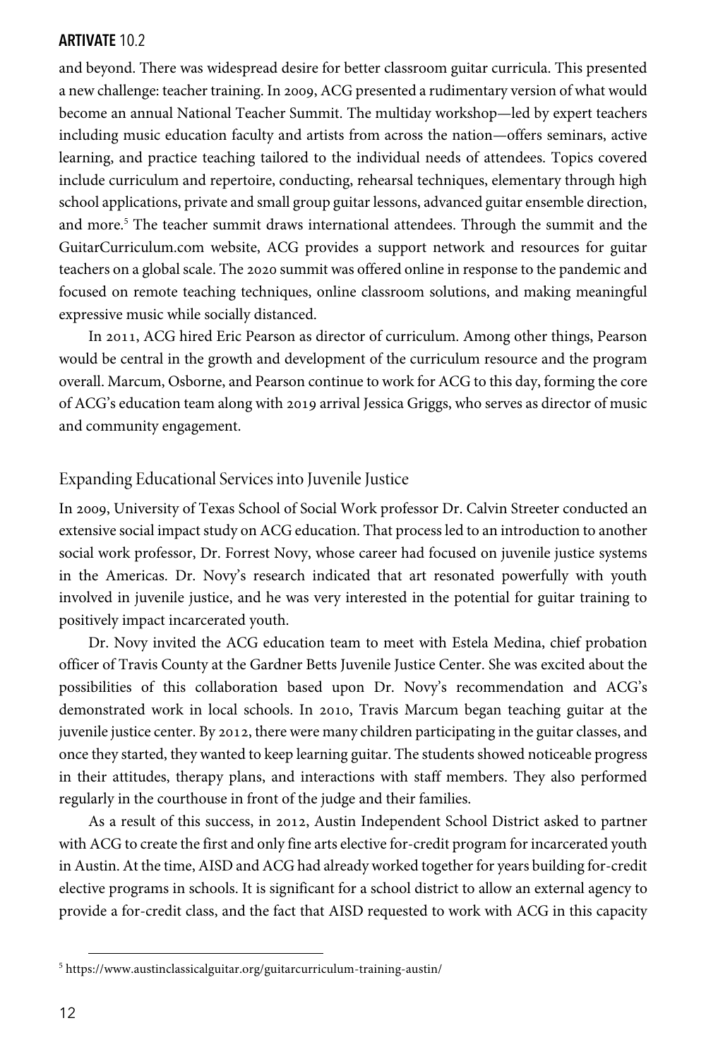and beyond. There was widespread desire for better classroom guitar curricula. This presented a new challenge: teacher training. In 2009, ACG presented a rudimentary version of what would become an annual National Teacher Summit. The multiday workshop—led by expert teachers including music education faculty and artists from across the nation—offers seminars, active learning, and practice teaching tailored to the individual needs of attendees. Topics covered include curriculum and repertoire, conducting, rehearsal techniques, elementary through high school applications, private and small group guitar lessons, advanced guitar ensemble direction, and more.[5] The teacher summit draws international attendees. Through the summit and the GuitarCurriculum.com website, ACG provides a support network and resources for guitar teachers on a global scale. The 2020 summit was offered online in response to the pandemic and focused on remote teaching techniques, online classroom solutions, and making meaningful expressive music while socially distanced.

In 2011, ACG hired Eric Pearson as director of curriculum. Among other things, Pearson would be central in the growth and development of the curriculum resource and the program overall. Marcum, Osborne, and Pearson continue to work for ACG to this day, forming the core of ACG's education team along with 2019 arrival Jessica Griggs, who serves as director of music and community engagement.

## Expanding Educational Services into Juvenile Justice

In 2009, University of Texas School of Social Work professor Dr. Calvin Streeter conducted an extensive social impact study on ACG education. That process led to an introduction to another social work professor, Dr. Forrest Novy, whose career had focused on juvenile justice systems in the Americas. Dr. Novy's research indicated that art resonated powerfully with youth involved in juvenile justice, and he was very interested in the potential for guitar training to positively impact incarcerated youth.

Dr. Novy invited the ACG education team to meet with Estela Medina, chief probation officer of Travis County at the Gardner Betts Juvenile Justice Center. She was excited about the possibilities of this collaboration based upon Dr. Novy's recommendation and ACG's demonstrated work in local schools. In 2010, Travis Marcum began teaching guitar at the juvenile justice center. By 2012, there were many children participating in the guitar classes, and once they started, they wanted to keep learning guitar. The students showed noticeable progress in their attitudes, therapy plans, and interactions with staff members. They also performed regularly in the courthouse in front of the judge and their families.

As a result of this success, in 2012, Austin Independent School District asked to partner with ACG to create the first and only fine arts elective for-credit program for incarcerated youth in Austin. At the time, AISD and ACG had already worked together for years building for-credit elective programs in schools. It is significant for a school district to allow an external agency to provide a for-credit class, and the fact that AISD requested to work with ACG in this capacity

[5] https://www.austinclassicalguitar.org/guitarcurriculum-training-austin/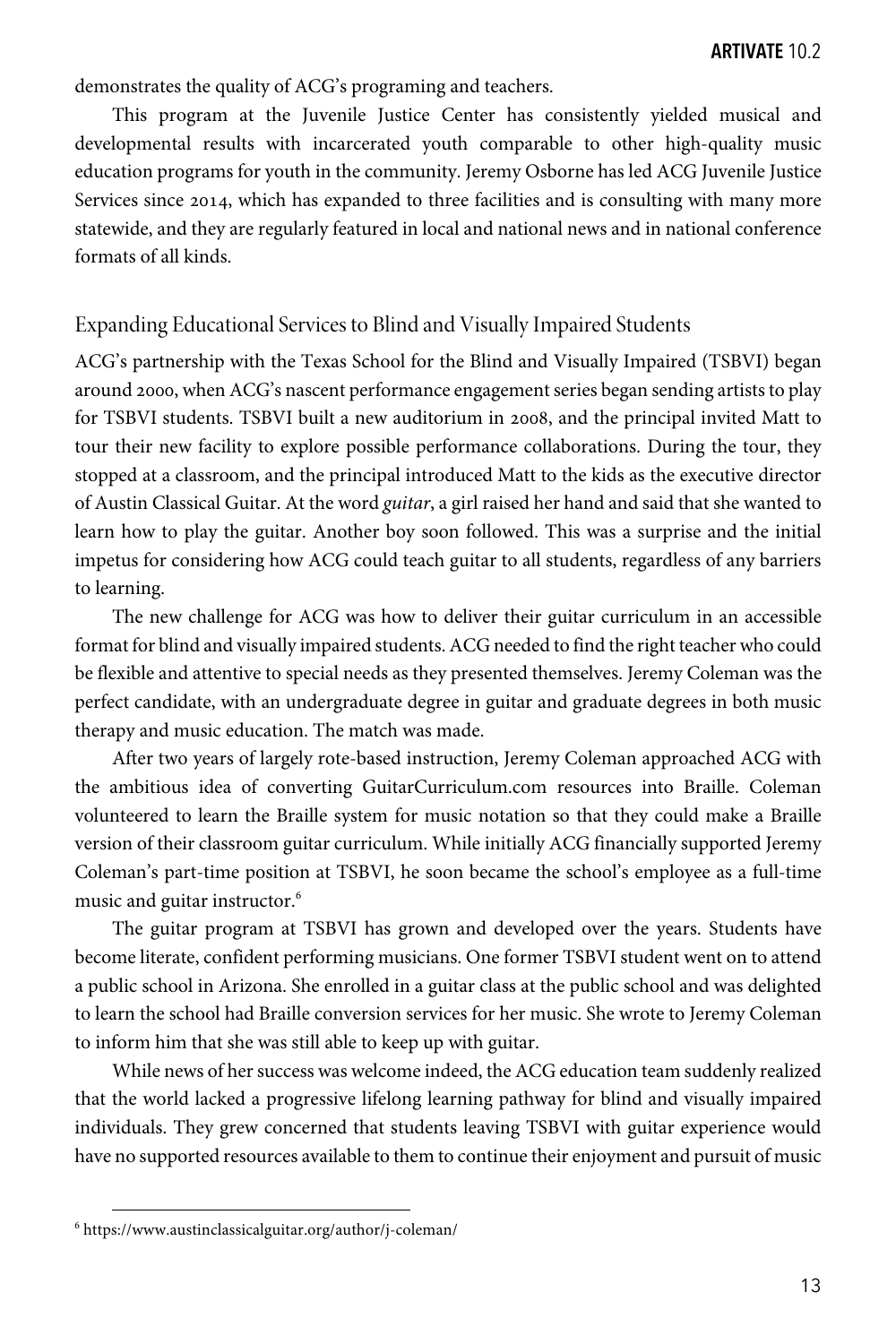demonstrates the quality of ACG's programing and teachers.

This program at the Juvenile Justice Center has consistently yielded musical and developmental results with incarcerated youth comparable to other high-quality music education programs for youth in the community. Jeremy Osborne has led ACG Juvenile Justice Services since 2014, which has expanded to three facilities and is consulting with many more statewide, and they are regularly featured in local and national news and in national conference formats of all kinds.

## Expanding Educational Services to Blind and Visually Impaired Students

ACG's partnership with the Texas School for the Blind and Visually Impaired (TSBVI) began around 2000, when ACG's nascent performance engagement series began sending artists to play for TSBVI students. TSBVI built a new auditorium in 2008, and the principal invited Matt to tour their new facility to explore possible performance collaborations. During the tour, they stopped at a classroom, and the principal introduced Matt to the kids as the executive director of Austin Classical Guitar. At the word *guitar*, a girl raised her hand and said that she wanted to learn how to play the guitar. Another boy soon followed. This was a surprise and the initial impetus for considering how ACG could teach guitar to all students, regardless of any barriers to learning.

The new challenge for ACG was how to deliver their guitar curriculum in an accessible format for blind and visually impaired students. ACG needed to find the right teacher who could be flexible and attentive to special needs as they presented themselves. Jeremy Coleman was the perfect candidate, with an undergraduate degree in guitar and graduate degrees in both music therapy and music education. The match was made.

After two years of largely rote-based instruction, Jeremy Coleman approached ACG with the ambitious idea of converting GuitarCurriculum.com resources into Braille. Coleman volunteered to learn the Braille system for music notation so that they could make a Braille version of their classroom guitar curriculum. While initially ACG financially supported Jeremy Coleman's part-time position at TSBVI, he soon became the school's employee as a full-time music and guitar instructor.[6]

The guitar program at TSBVI has grown and developed over the years. Students have become literate, confident performing musicians. One former TSBVI student went on to attend a public school in Arizona. She enrolled in a guitar class at the public school and was delighted to learn the school had Braille conversion services for her music. She wrote to Jeremy Coleman to inform him that she was still able to keep up with guitar.

While news of her success was welcome indeed, the ACG education team suddenly realized that the world lacked a progressive lifelong learning pathway for blind and visually impaired individuals. They grew concerned that students leaving TSBVI with guitar experience would have no supported resources available to them to continue their enjoyment and pursuit of music

---

[6] https://www.austinclassicalguitar.org/author/j-coleman/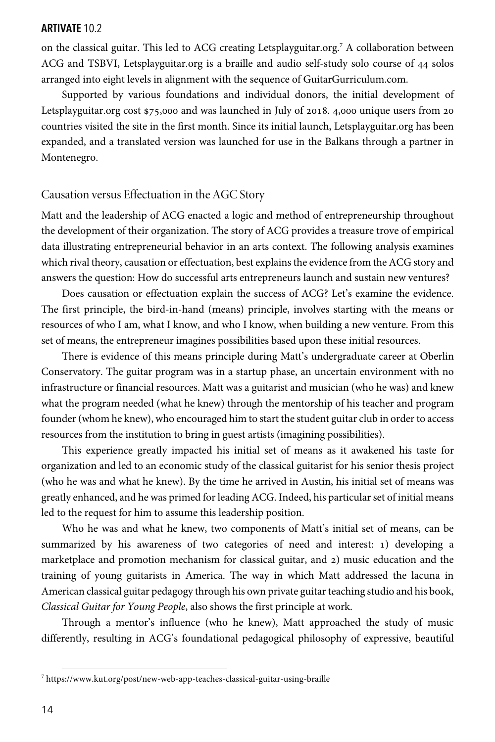on the classical guitar. This led to ACG creating Letsplayguitar.org.[7] A collaboration between ACG and TSBVI, Letsplayguitar.org is a braille and audio self-study solo course of 44 solos arranged into eight levels in alignment with the sequence of GuitarGurriculum.com.

Supported by various foundations and individual donors, the initial development of Letsplayguitar.org cost $75,000 and was launched in July of 2018. 4,000 unique users from 20 countries visited the site in the first month. Since its initial launch, Letsplayguitar.org has been expanded, and a translated version was launched for use in the Balkans through a partner in Montenegro.

## Causation versus Effectuation in the AGC Story

Matt and the leadership of ACG enacted a logic and method of entrepreneurship throughout the development of their organization. The story of ACG provides a treasure trove of empirical data illustrating entrepreneurial behavior in an arts context. The following analysis examines which rival theory, causation or effectuation, best explains the evidence from the ACG story and answers the question: How do successful arts entrepreneurs launch and sustain new ventures?

Does causation or effectuation explain the success of ACG? Let's examine the evidence. The first principle, the bird-in-hand (means) principle, involves starting with the means or resources of who I am, what I know, and who I know, when building a new venture. From this set of means, the entrepreneur imagines possibilities based upon these initial resources.

There is evidence of this means principle during Matt's undergraduate career at Oberlin Conservatory. The guitar program was in a startup phase, an uncertain environment with no infrastructure or financial resources. Matt was a guitarist and musician (who he was) and knew what the program needed (what he knew) through the mentorship of his teacher and program founder (whom he knew), who encouraged him to start the student guitar club in order to access resources from the institution to bring in guest artists (imagining possibilities).

This experience greatly impacted his initial set of means as it awakened his taste for organization and led to an economic study of the classical guitarist for his senior thesis project (who he was and what he knew). By the time he arrived in Austin, his initial set of means was greatly enhanced, and he was primed for leading ACG. Indeed, his particular set of initial means led to the request for him to assume this leadership position.

Who he was and what he knew, two components of Matt's initial set of means, can be summarized by his awareness of two categories of need and interest: 1) developing a marketplace and promotion mechanism for classical guitar, and 2) music education and the training of young guitarists in America. The way in which Matt addressed the lacuna in American classical guitar pedagogy through his own private guitar teaching studio and his book, *Classical Guitar for Young People*, also shows the first principle at work.

Through a mentor's influence (who he knew), Matt approached the study of music differently, resulting in ACG's foundational pedagogical philosophy of expressive, beautiful

[7] https://www.kut.org/post/new-web-app-teaches-classical-guitar-using-braille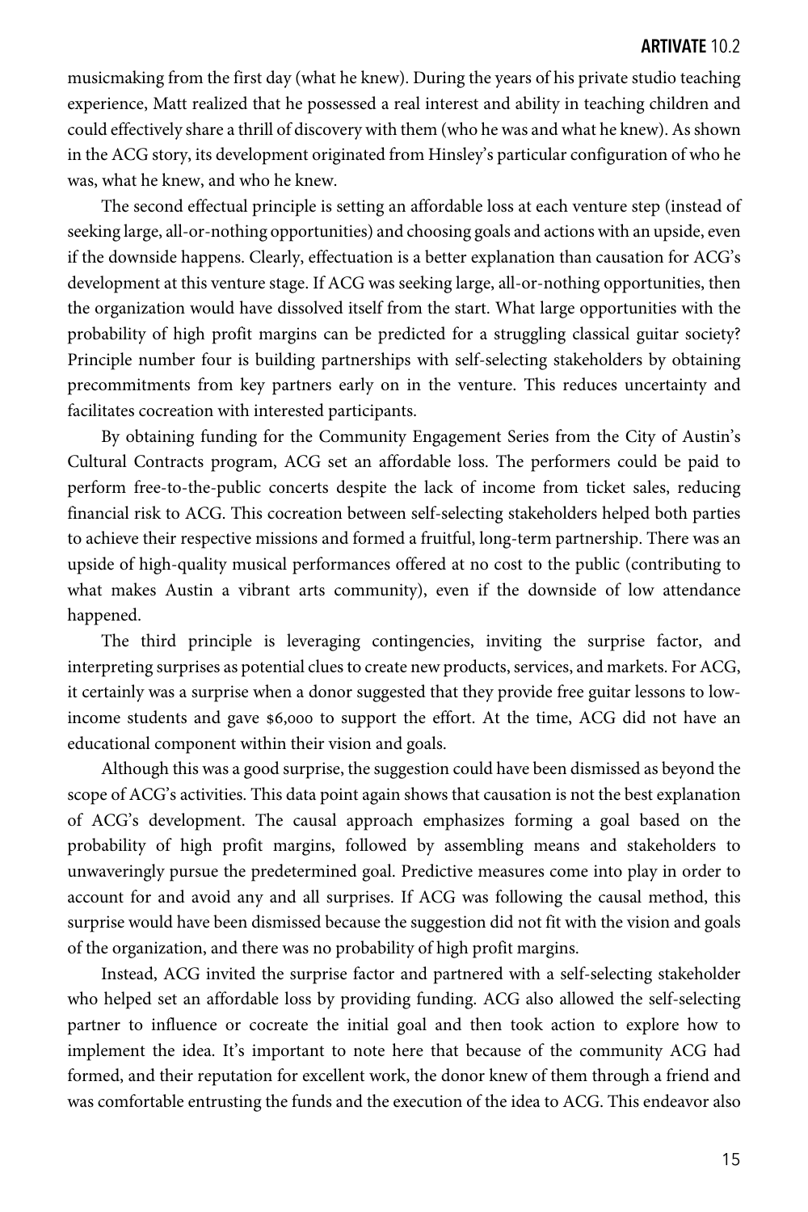musicmaking from the first day (what he knew). During the years of his private studio teaching experience, Matt realized that he possessed a real interest and ability in teaching children and could effectively share a thrill of discovery with them (who he was and what he knew). As shown in the ACG story, its development originated from Hinsley's particular configuration of who he was, what he knew, and who he knew.

The second effectual principle is setting an affordable loss at each venture step (instead of seeking large, all-or-nothing opportunities) and choosing goals and actions with an upside, even if the downside happens. Clearly, effectuation is a better explanation than causation for ACG's development at this venture stage. If ACG was seeking large, all-or-nothing opportunities, then the organization would have dissolved itself from the start. What large opportunities with the probability of high profit margins can be predicted for a struggling classical guitar society? Principle number four is building partnerships with self-selecting stakeholders by obtaining precommitments from key partners early on in the venture. This reduces uncertainty and facilitates cocreation with interested participants.

By obtaining funding for the Community Engagement Series from the City of Austin's Cultural Contracts program, ACG set an affordable loss. The performers could be paid to perform free-to-the-public concerts despite the lack of income from ticket sales, reducing financial risk to ACG. This cocreation between self-selecting stakeholders helped both parties to achieve their respective missions and formed a fruitful, long-term partnership. There was an upside of high-quality musical performances offered at no cost to the public (contributing to what makes Austin a vibrant arts community), even if the downside of low attendance happened.

The third principle is leveraging contingencies, inviting the surprise factor, and interpreting surprises as potential clues to create new products, services, and markets. For ACG, it certainly was a surprise when a donor suggested that they provide free guitar lessons to low-income students and gave $6,000 to support the effort. At the time, ACG did not have an educational component within their vision and goals.

Although this was a good surprise, the suggestion could have been dismissed as beyond the scope of ACG's activities. This data point again shows that causation is not the best explanation of ACG's development. The causal approach emphasizes forming a goal based on the probability of high profit margins, followed by assembling means and stakeholders to unwaveringly pursue the predetermined goal. Predictive measures come into play in order to account for and avoid any and all surprises. If ACG was following the causal method, this surprise would have been dismissed because the suggestion did not fit with the vision and goals of the organization, and there was no probability of high profit margins.

Instead, ACG invited the surprise factor and partnered with a self-selecting stakeholder who helped set an affordable loss by providing funding. ACG also allowed the self-selecting partner to influence or cocreate the initial goal and then took action to explore how to implement the idea. It's important to note here that because of the community ACG had formed, and their reputation for excellent work, the donor knew of them through a friend and was comfortable entrusting the funds and the execution of the idea to ACG. This endeavor also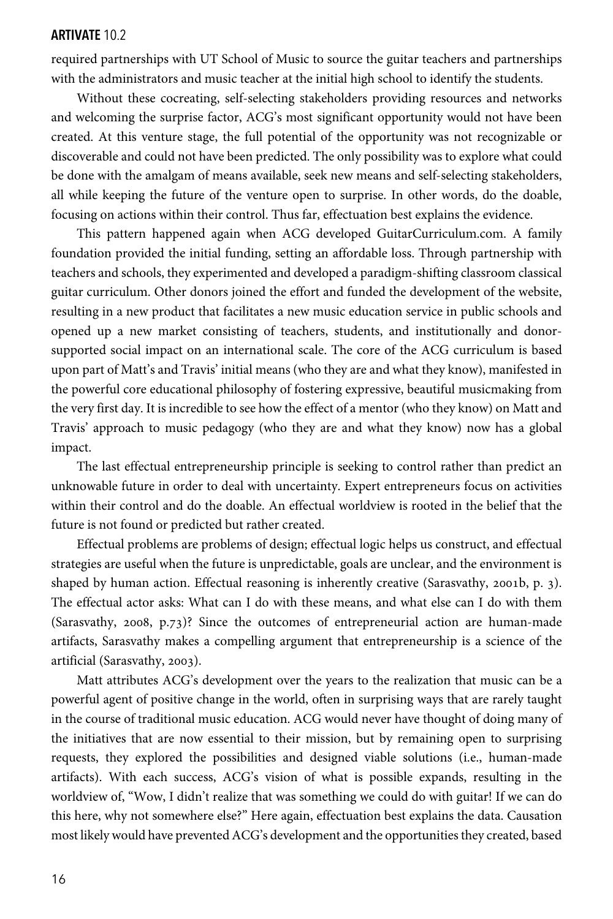required partnerships with UT School of Music to source the guitar teachers and partnerships with the administrators and music teacher at the initial high school to identify the students.

Without these cocreating, self-selecting stakeholders providing resources and networks and welcoming the surprise factor, ACG's most significant opportunity would not have been created. At this venture stage, the full potential of the opportunity was not recognizable or discoverable and could not have been predicted. The only possibility was to explore what could be done with the amalgam of means available, seek new means and self-selecting stakeholders, all while keeping the future of the venture open to surprise. In other words, do the doable, focusing on actions within their control. Thus far, effectuation best explains the evidence.

This pattern happened again when ACG developed GuitarCurriculum.com. A family foundation provided the initial funding, setting an affordable loss. Through partnership with teachers and schools, they experimented and developed a paradigm-shifting classroom classical guitar curriculum. Other donors joined the effort and funded the development of the website, resulting in a new product that facilitates a new music education service in public schools and opened up a new market consisting of teachers, students, and institutionally and donor-supported social impact on an international scale. The core of the ACG curriculum is based upon part of Matt's and Travis' initial means (who they are and what they know), manifested in the powerful core educational philosophy of fostering expressive, beautiful musicmaking from the very first day. It is incredible to see how the effect of a mentor (who they know) on Matt and Travis' approach to music pedagogy (who they are and what they know) now has a global impact.

The last effectual entrepreneurship principle is seeking to control rather than predict an unknowable future in order to deal with uncertainty. Expert entrepreneurs focus on activities within their control and do the doable. An effectual worldview is rooted in the belief that the future is not found or predicted but rather created.

Effectual problems are problems of design; effectual logic helps us construct, and effectual strategies are useful when the future is unpredictable, goals are unclear, and the environment is shaped by human action. Effectual reasoning is inherently creative (Sarasvathy, 2001b, p. 3). The effectual actor asks: What can I do with these means, and what else can I do with them (Sarasvathy, 2008, p.73)? Since the outcomes of entrepreneurial action are human-made artifacts, Sarasvathy makes a compelling argument that entrepreneurship is a science of the artificial (Sarasvathy, 2003).

Matt attributes ACG's development over the years to the realization that music can be a powerful agent of positive change in the world, often in surprising ways that are rarely taught in the course of traditional music education. ACG would never have thought of doing many of the initiatives that are now essential to their mission, but by remaining open to surprising requests, they explored the possibilities and designed viable solutions (i.e., human-made artifacts). With each success, ACG's vision of what is possible expands, resulting in the worldview of, "Wow, I didn't realize that was something we could do with guitar! If we can do this here, why not somewhere else?" Here again, effectuation best explains the data. Causation most likely would have prevented ACG's development and the opportunities they created, based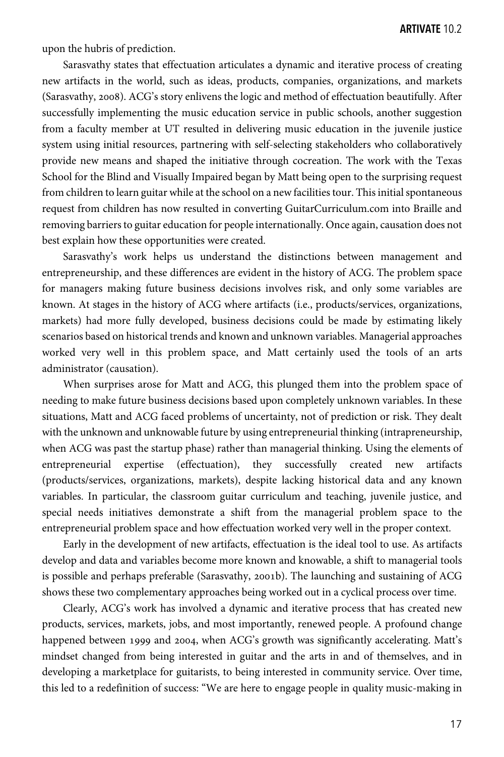upon the hubris of prediction.

Sarasvathy states that effectuation articulates a dynamic and iterative process of creating new artifacts in the world, such as ideas, products, companies, organizations, and markets (Sarasvathy, 2008). ACG's story enlivens the logic and method of effectuation beautifully. After successfully implementing the music education service in public schools, another suggestion from a faculty member at UT resulted in delivering music education in the juvenile justice system using initial resources, partnering with self-selecting stakeholders who collaboratively provide new means and shaped the initiative through cocreation. The work with the Texas School for the Blind and Visually Impaired began by Matt being open to the surprising request from children to learn guitar while at the school on a new facilities tour. This initial spontaneous request from children has now resulted in converting GuitarCurriculum.com into Braille and removing barriers to guitar education for people internationally. Once again, causation does not best explain how these opportunities were created.

Sarasvathy's work helps us understand the distinctions between management and entrepreneurship, and these differences are evident in the history of ACG. The problem space for managers making future business decisions involves risk, and only some variables are known. At stages in the history of ACG where artifacts (i.e., products/services, organizations, markets) had more fully developed, business decisions could be made by estimating likely scenarios based on historical trends and known and unknown variables. Managerial approaches worked very well in this problem space, and Matt certainly used the tools of an arts administrator (causation).

When surprises arose for Matt and ACG, this plunged them into the problem space of needing to make future business decisions based upon completely unknown variables. In these situations, Matt and ACG faced problems of uncertainty, not of prediction or risk. They dealt with the unknown and unknowable future by using entrepreneurial thinking (intrapreneurship, when ACG was past the startup phase) rather than managerial thinking. Using the elements of entrepreneurial expertise (effectuation), they successfully created new artifacts (products/services, organizations, markets), despite lacking historical data and any known variables. In particular, the classroom guitar curriculum and teaching, juvenile justice, and special needs initiatives demonstrate a shift from the managerial problem space to the entrepreneurial problem space and how effectuation worked very well in the proper context.

Early in the development of new artifacts, effectuation is the ideal tool to use. As artifacts develop and data and variables become more known and knowable, a shift to managerial tools is possible and perhaps preferable (Sarasvathy, 2001b). The launching and sustaining of ACG shows these two complementary approaches being worked out in a cyclical process over time.

Clearly, ACG's work has involved a dynamic and iterative process that has created new products, services, markets, jobs, and most importantly, renewed people. A profound change happened between 1999 and 2004, when ACG's growth was significantly accelerating. Matt's mindset changed from being interested in guitar and the arts in and of themselves, and in developing a marketplace for guitarists, to being interested in community service. Over time, this led to a redefinition of success: "We are here to engage people in quality music-making in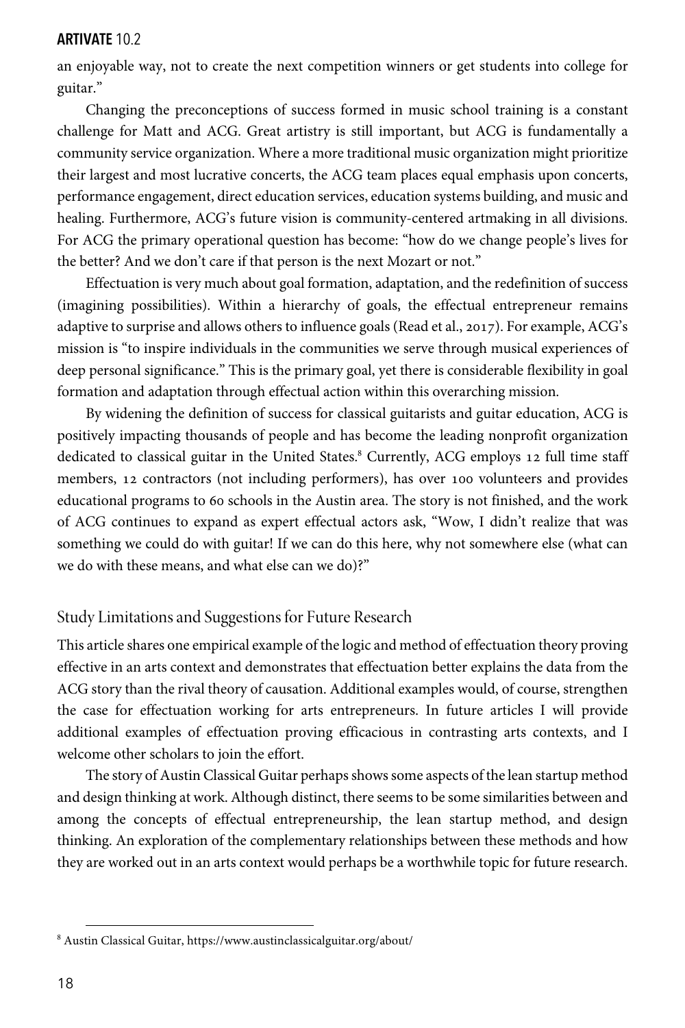an enjoyable way, not to create the next competition winners or get students into college for guitar."

Changing the preconceptions of success formed in music school training is a constant challenge for Matt and ACG. Great artistry is still important, but ACG is fundamentally a community service organization. Where a more traditional music organization might prioritize their largest and most lucrative concerts, the ACG team places equal emphasis upon concerts, performance engagement, direct education services, education systems building, and music and healing. Furthermore, ACG's future vision is community-centered artmaking in all divisions. For ACG the primary operational question has become: "how do we change people's lives for the better? And we don't care if that person is the next Mozart or not."

Effectuation is very much about goal formation, adaptation, and the redefinition of success (imagining possibilities). Within a hierarchy of goals, the effectual entrepreneur remains adaptive to surprise and allows others to influence goals (Read et al., 2017). For example, ACG's mission is "to inspire individuals in the communities we serve through musical experiences of deep personal significance." This is the primary goal, yet there is considerable flexibility in goal formation and adaptation through effectual action within this overarching mission.

By widening the definition of success for classical guitarists and guitar education, ACG is positively impacting thousands of people and has become the leading nonprofit organization dedicated to classical guitar in the United States.[8] Currently, ACG employs 12 full time staff members, 12 contractors (not including performers), has over 100 volunteers and provides educational programs to 60 schools in the Austin area. The story is not finished, and the work of ACG continues to expand as expert effectual actors ask, "Wow, I didn't realize that was something we could do with guitar! If we can do this here, why not somewhere else (what can we do with these means, and what else can we do)?"

## Study Limitations and Suggestions for Future Research

This article shares one empirical example of the logic and method of effectuation theory proving effective in an arts context and demonstrates that effectuation better explains the data from the ACG story than the rival theory of causation. Additional examples would, of course, strengthen the case for effectuation working for arts entrepreneurs. In future articles I will provide additional examples of effectuation proving efficacious in contrasting arts contexts, and I welcome other scholars to join the effort.

The story of Austin Classical Guitar perhaps shows some aspects of the lean startup method and design thinking at work. Although distinct, there seems to be some similarities between and among the concepts of effectual entrepreneurship, the lean startup method, and design thinking. An exploration of the complementary relationships between these methods and how they are worked out in an arts context would perhaps be a worthwhile topic for future research.

---

[8] Austin Classical Guitar, https://www.austinclassicalguitar.org/about/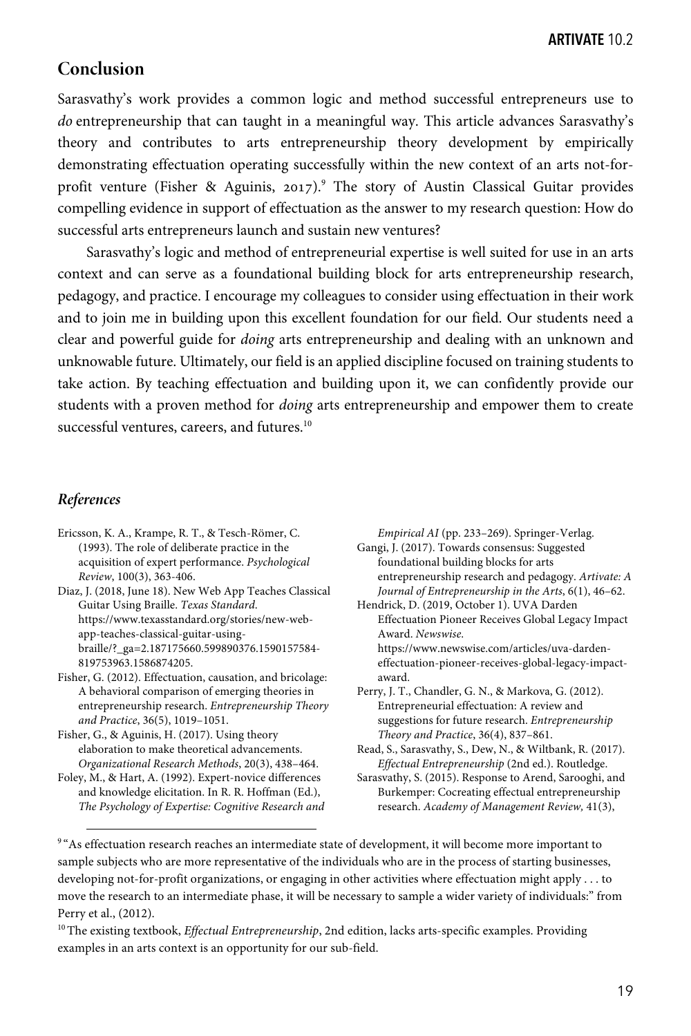## Conclusion

Sarasvathy's work provides a common logic and method successful entrepreneurs use to *do* entrepreneurship that can taught in a meaningful way. This article advances Sarasvathy's theory and contributes to arts entrepreneurship theory development by empirically demonstrating effectuation operating successfully within the new context of an arts not-for-profit venture (Fisher & Aguinis, 2017).[9] The story of Austin Classical Guitar provides compelling evidence in support of effectuation as the answer to my research question: How do successful arts entrepreneurs launch and sustain new ventures?

Sarasvathy's logic and method of entrepreneurial expertise is well suited for use in an arts context and can serve as a foundational building block for arts entrepreneurship research, pedagogy, and practice. I encourage my colleagues to consider using effectuation in their work and to join me in building upon this excellent foundation for our field. Our students need a clear and powerful guide for *doing* arts entrepreneurship and dealing with an unknown and unknowable future. Ultimately, our field is an applied discipline focused on training students to take action. By teaching effectuation and building upon it, we can confidently provide our students with a proven method for *doing* arts entrepreneurship and empower them to create successful ventures, careers, and futures.[10]

### *References*

Ericsson, K. A., Krampe, R. T., & Tesch-Römer, C. (1993). The role of deliberate practice in the acquisition of expert performance. *Psychological Review*, 100(3), 363-406.

Diaz, J. (2018, June 18). New Web App Teaches Classical Guitar Using Braille. *Texas Standard*. https://www.texasstandard.org/stories/new-web-app-teaches-classical-guitar-using-braille/?_ga=2.187175660.599890376.1590157584-819753963.1586874205.

Fisher, G. (2012). Effectuation, causation, and bricolage: A behavioral comparison of emerging theories in entrepreneurship research. *Entrepreneurship Theory and Practice*, 36(5), 1019–1051.

Fisher, G., & Aguinis, H. (2017). Using theory elaboration to make theoretical advancements. *Organizational Research Methods*, 20(3), 438–464.

Foley, M., & Hart, A. (1992). Expert-novice differences and knowledge elicitation. In R. R. Hoffman (Ed.), *The Psychology of Expertise: Cognitive Research and Empirical AI* (pp. 233–269). Springer-Verlag.

Gangi, J. (2017). Towards consensus: Suggested foundational building blocks for arts entrepreneurship research and pedagogy. *Artivate: A Journal of Entrepreneurship in the Arts*, 6(1), 46–62.

Hendrick, D. (2019, October 1). UVA Darden Effectuation Pioneer Receives Global Legacy Impact Award. *Newswise*. https://www.newswise.com/articles/uva-darden-effectuation-pioneer-receives-global-legacy-impact-award.

Perry, J. T., Chandler, G. N., & Markova, G. (2012). Entrepreneurial effectuation: A review and suggestions for future research. *Entrepreneurship Theory and Practice*, 36(4), 837–861.

Read, S., Sarasvathy, S., Dew, N., & Wiltbank, R. (2017). *Effectual Entrepreneurship* (2nd ed.). Routledge.

Sarasvathy, S. (2015). Response to Arend, Sarooghi, and Burkemper: Cocreating effectual entrepreneurship research. *Academy of Management Review,* 41(3),

---

[9] "As effectuation research reaches an intermediate state of development, it will become more important to sample subjects who are more representative of the individuals who are in the process of starting businesses, developing not-for-profit organizations, or engaging in other activities where effectuation might apply . . . to move the research to an intermediate phase, it will be necessary to sample a wider variety of individuals:" from Perry et al., (2012).

[10] The existing textbook, *Effectual Entrepreneurship*, 2nd edition, lacks arts-specific examples. Providing examples in an arts context is an opportunity for our sub-field.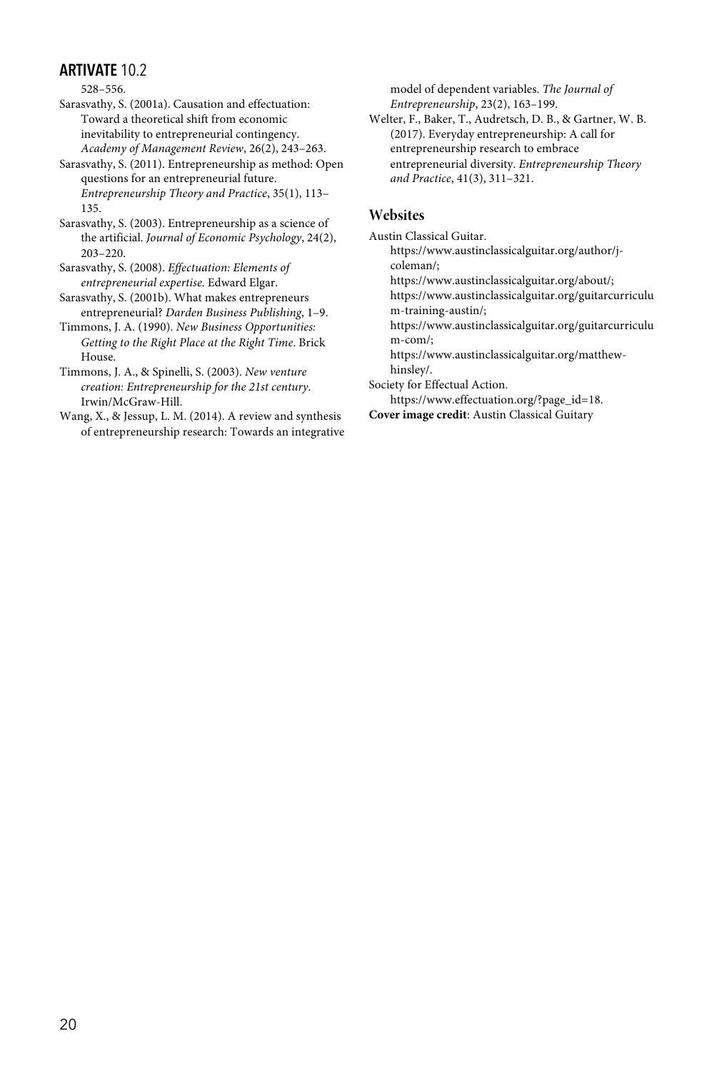528–556.

Sarasvathy, S. (2001a). Causation and effectuation: Toward a theoretical shift from economic inevitability to entrepreneurial contingency. *Academy of Management Review*, 26(2), 243–263.

Sarasvathy, S. (2011). Entrepreneurship as method: Open questions for an entrepreneurial future. *Entrepreneurship Theory and Practice*, 35(1), 113–135.

Sarasvathy, S. (2003). Entrepreneurship as a science of the artificial. *Journal of Economic Psychology*, 24(2), 203–220.

Sarasvathy, S. (2008). *Effectuation: Elements of entrepreneurial expertise*. Edward Elgar.

Sarasvathy, S. (2001b). What makes entrepreneurs entrepreneurial? *Darden Business Publishing*, 1–9.

Timmons, J. A. (1990). *New Business Opportunities: Getting to the Right Place at the Right Time*. Brick House.

Timmons, J. A., & Spinelli, S. (2003). *New venture creation: Entrepreneurship for the 21st century*. Irwin/McGraw-Hill.

Wang, X., & Jessup, L. M. (2014). A review and synthesis of entrepreneurship research: Towards an integrative model of dependent variables. *The Journal of Entrepreneurship*, 23(2), 163–199.

Welter, F., Baker, T., Audretsch, D. B., & Gartner, W. B. (2017). Everyday entrepreneurship: A call for entrepreneurship research to embrace entrepreneurial diversity. *Entrepreneurship Theory and Practice*, 41(3), 311–321.

## Websites

Austin Classical Guitar.
https://www.austinclassicalguitar.org/author/j-coleman/;
https://www.austinclassicalguitar.org/about/;
https://www.austinclassicalguitar.org/guitarcurriculum-training-austin/;
https://www.austinclassicalguitar.org/guitarcurriculum-com/;
https://www.austinclassicalguitar.org/matthew-hinsley/.

Society for Effectual Action.
https://www.effectuation.org/?page_id=18.

**Cover image credit**: Austin Classical Guitary